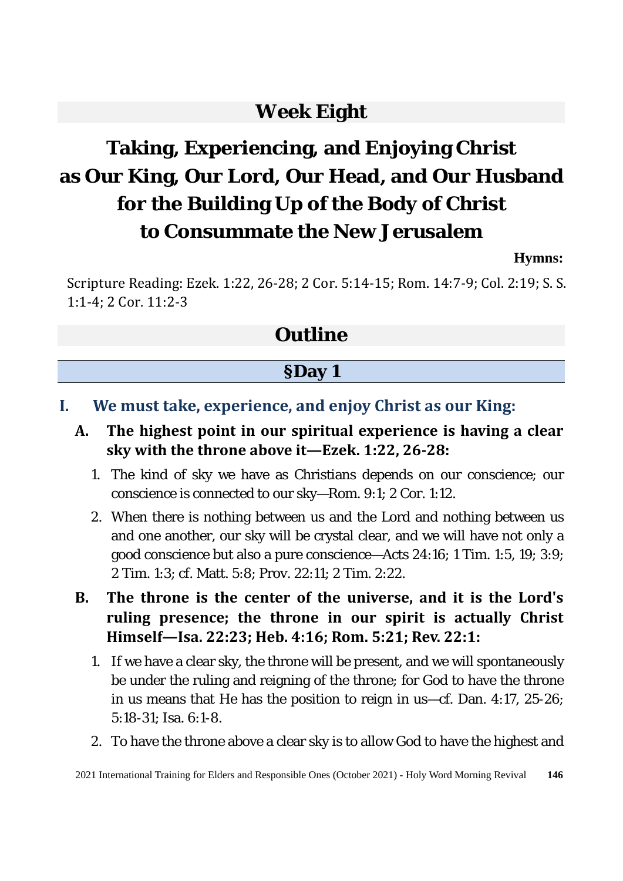## Week Eight

# Taking, Experiencing, and Enjoying Christ as Our King, Our Lord, Our Head, and Our Husband for the Building Up of the Body of Christ to Consummate the New Jerusalem

**Hymns:**

Scripture Reading: Ezek. 1:22, 26-28; 2 Cor. 5:14-15; Rom. 14:7-9; Col. 2:19; S. S. 1:1-4; 2 Cor. 11:2-3

## Outline

### §Day 1

**I. We must take, experience, and enjoy Christ as our King:**

**A. The highest point in our spiritual experience is having a clear sky with the throne above it—Ezek. 1:22, 26-28:**

1. The kind of sky we have as Christians depends on our conscience; our conscience is connected to our sky—Rom. 9:1; 2 Cor. 1:12.
2. When there is nothing between us and the Lord and nothing between us and one another, our sky will be crystal clear, and we will have not only a good conscience but also a pure conscience—Acts 24:16; 1 Tim. 1:5, 19; 3:9; 2 Tim. 1:3; cf. Matt. 5:8; Prov. 22:11; 2 Tim. 2:22.

**B. The throne is the center of the universe, and it is the Lord's ruling presence; the throne in our spirit is actually Christ Himself—Isa. 22:23; Heb. 4:16; Rom. 5:21; Rev. 22:1:**

1. If we have a clear sky, the throne will be present, and we will spontaneously be under the ruling and reigning of the throne; for God to have the throne in us means that He has the position to reign in us—cf. Dan. 4:17, 25-26; 5:18-31; Isa. 6:1-8.
2. To have the throne above a clear sky is to allow God to have the highest and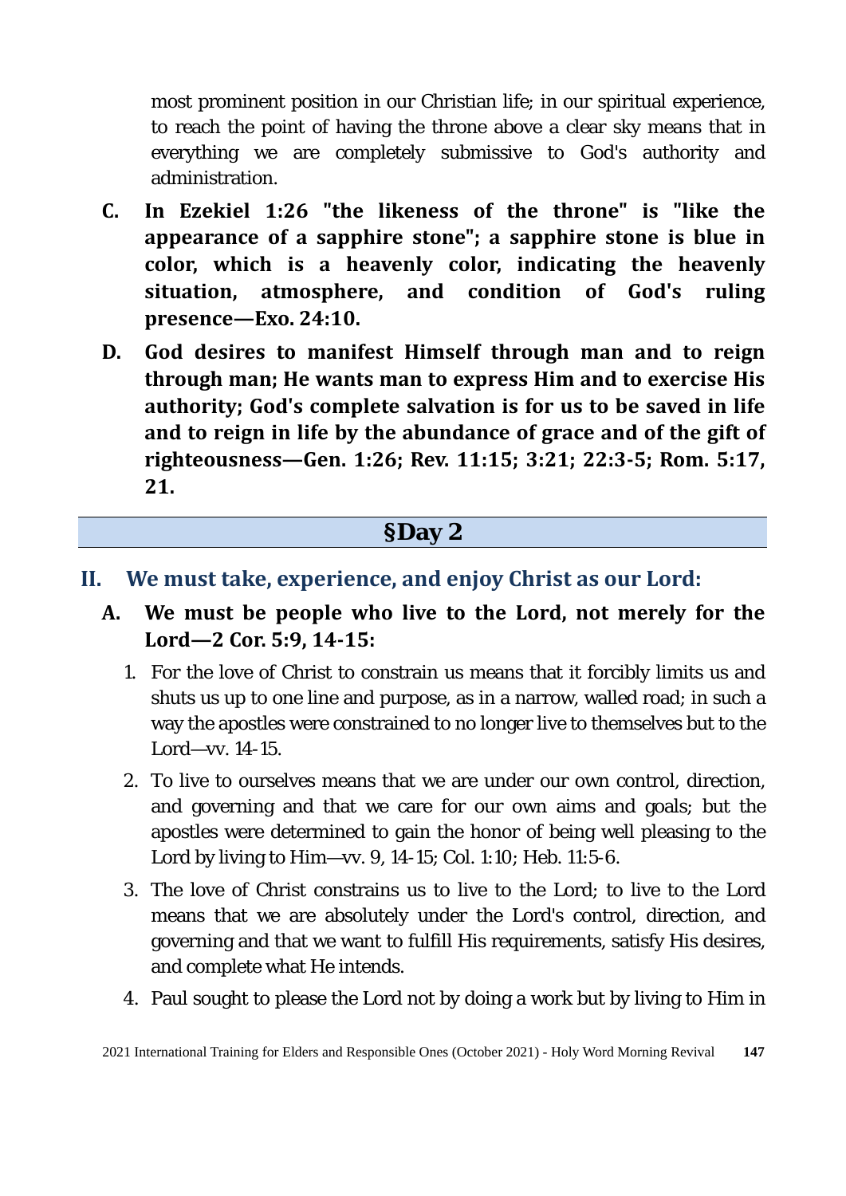most prominent position in our Christian life; in our spiritual experience, to reach the point of having the throne above a clear sky means that in everything we are completely submissive to God's authority and administration.

**C. In Ezekiel 1:26 "the likeness of the throne" is "like the appearance of a sapphire stone"; a sapphire stone is blue in color, which is a heavenly color, indicating the heavenly situation, atmosphere, and condition of God's ruling presence—Exo. 24:10.**

**D. God desires to manifest Himself through man and to reign through man; He wants man to express Him and to exercise His authority; God's complete salvation is for us to be saved in life and to reign in life by the abundance of grace and of the gift of righteousness—Gen. 1:26; Rev. 11:15; 3:21; 22:3-5; Rom. 5:17, 21.**

## §Day 2

## II. We must take, experience, and enjoy Christ as our Lord:

**A. We must be people who live to the Lord, not merely for the Lord—2 Cor. 5:9, 14-15:**

1. For the love of Christ to constrain us means that it forcibly limits us and shuts us up to one line and purpose, as in a narrow, walled road; in such a way the apostles were constrained to no longer live to themselves but to the Lord—vv. 14-15.
2. To live to ourselves means that we are under our own control, direction, and governing and that we care for our own aims and goals; but the apostles were determined to gain the honor of being well pleasing to the Lord by living to Him—vv. 9, 14-15; Col. 1:10; Heb. 11:5-6.
3. The love of Christ constrains us to live to the Lord; to live to the Lord means that we are absolutely under the Lord's control, direction, and governing and that we want to fulfill His requirements, satisfy His desires, and complete what He intends.
4. Paul sought to please the Lord not by doing a work but by living to Him in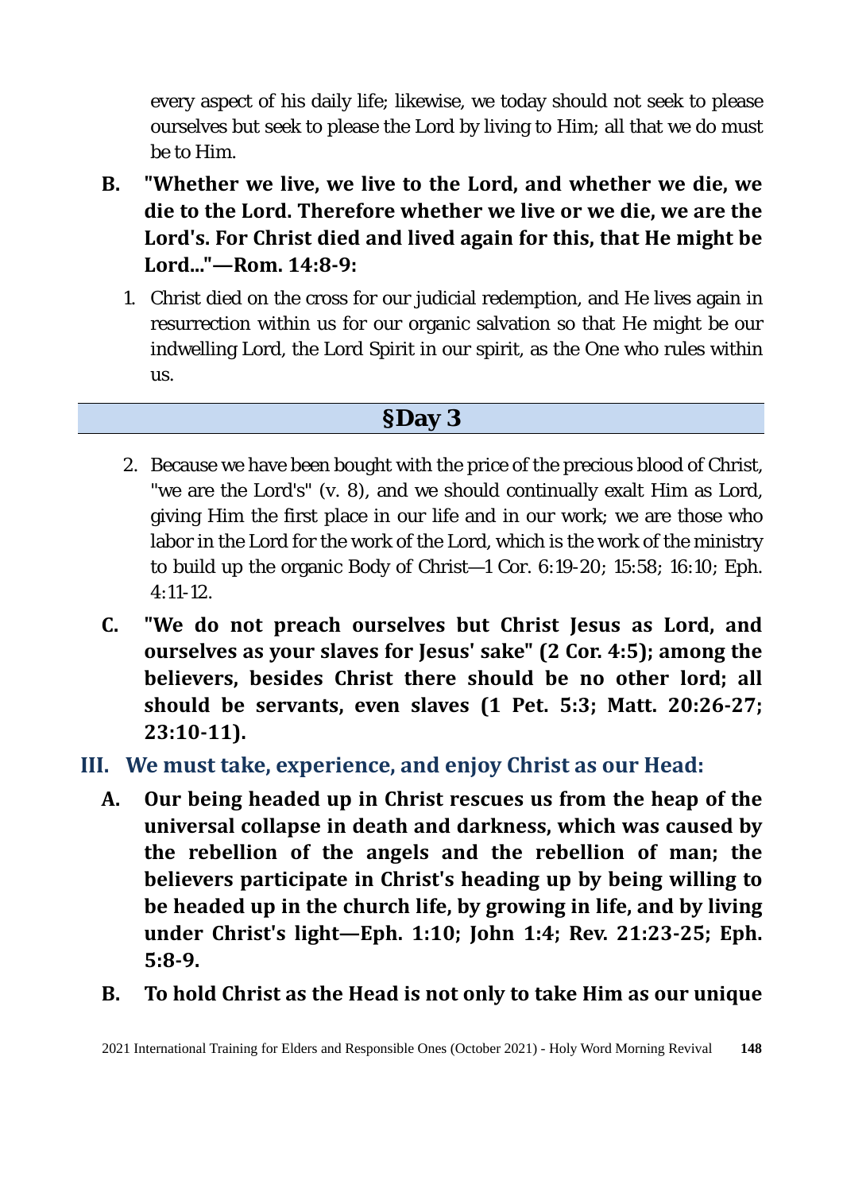every aspect of his daily life; likewise, we today should not seek to please ourselves but seek to please the Lord by living to Him; all that we do must be to Him.

**B. "Whether we live, we live to the Lord, and whether we die, we die to the Lord. Therefore whether we live or we die, we are the Lord's. For Christ died and lived again for this, that He might be Lord..."—Rom. 14:8-9:**

1. Christ died on the cross for our judicial redemption, and He lives again in resurrection within us for our organic salvation so that He might be our indwelling Lord, the Lord Spirit in our spirit, as the One who rules within us.

## §Day 3

2. Because we have been bought with the price of the precious blood of Christ, "we are the Lord's" (v. 8), and we should continually exalt Him as Lord, giving Him the first place in our life and in our work; we are those who labor in the Lord for the work of the Lord, which is the work of the ministry to build up the organic Body of Christ—1 Cor. 6:19-20; 15:58; 16:10; Eph. 4:11-12.

**C. "We do not preach ourselves but Christ Jesus as Lord, and ourselves as your slaves for Jesus' sake" (2 Cor. 4:5); among the believers, besides Christ there should be no other lord; all should be servants, even slaves (1 Pet. 5:3; Matt. 20:26-27; 23:10-11).**

### III. We must take, experience, and enjoy Christ as our Head:

**A. Our being headed up in Christ rescues us from the heap of the universal collapse in death and darkness, which was caused by the rebellion of the angels and the rebellion of man; the believers participate in Christ's heading up by being willing to be headed up in the church life, by growing in life, and by living under Christ's light—Eph. 1:10; John 1:4; Rev. 21:23-25; Eph. 5:8-9.**

**B. To hold Christ as the Head is not only to take Him as our unique**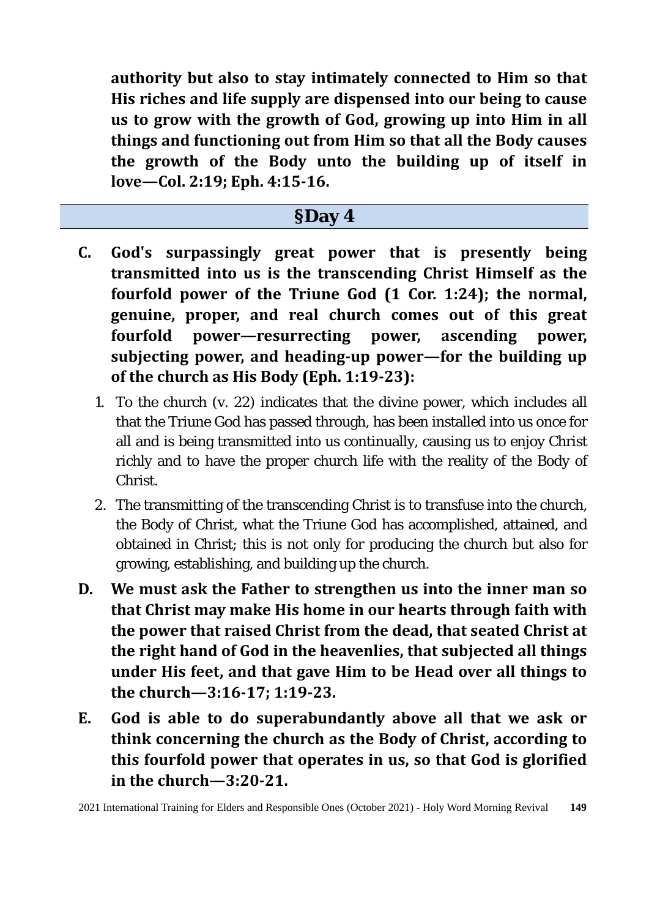**authority but also to stay intimately connected to Him so that His riches and life supply are dispensed into our being to cause us to grow with the growth of God, growing up into Him in all things and functioning out from Him so that all the Body causes the growth of the Body unto the building up of itself in love—Col. 2:19; Eph. 4:15-16.**

## §Day 4

**C. God's surpassingly great power that is presently being transmitted into us is the transcending Christ Himself as the fourfold power of the Triune God (1 Cor. 1:24); the normal, genuine, proper, and real church comes out of this great fourfold power—resurrecting power, ascending power, subjecting power, and heading-up power—for the building up of the church as His Body (Eph. 1:19-23):**

1. To the church (v. 22) indicates that the divine power, which includes all that the Triune God has passed through, has been installed into us once for all and is being transmitted into us continually, causing us to enjoy Christ richly and to have the proper church life with the reality of the Body of Christ.
2. The transmitting of the transcending Christ is to transfuse into the church, the Body of Christ, what the Triune God has accomplished, attained, and obtained in Christ; this is not only for producing the church but also for growing, establishing, and building up the church.

**D. We must ask the Father to strengthen us into the inner man so that Christ may make His home in our hearts through faith with the power that raised Christ from the dead, that seated Christ at the right hand of God in the heavenlies, that subjected all things under His feet, and that gave Him to be Head over all things to the church—3:16-17; 1:19-23.**

**E. God is able to do superabundantly above all that we ask or think concerning the church as the Body of Christ, according to this fourfold power that operates in us, so that God is glorified in the church—3:20-21.**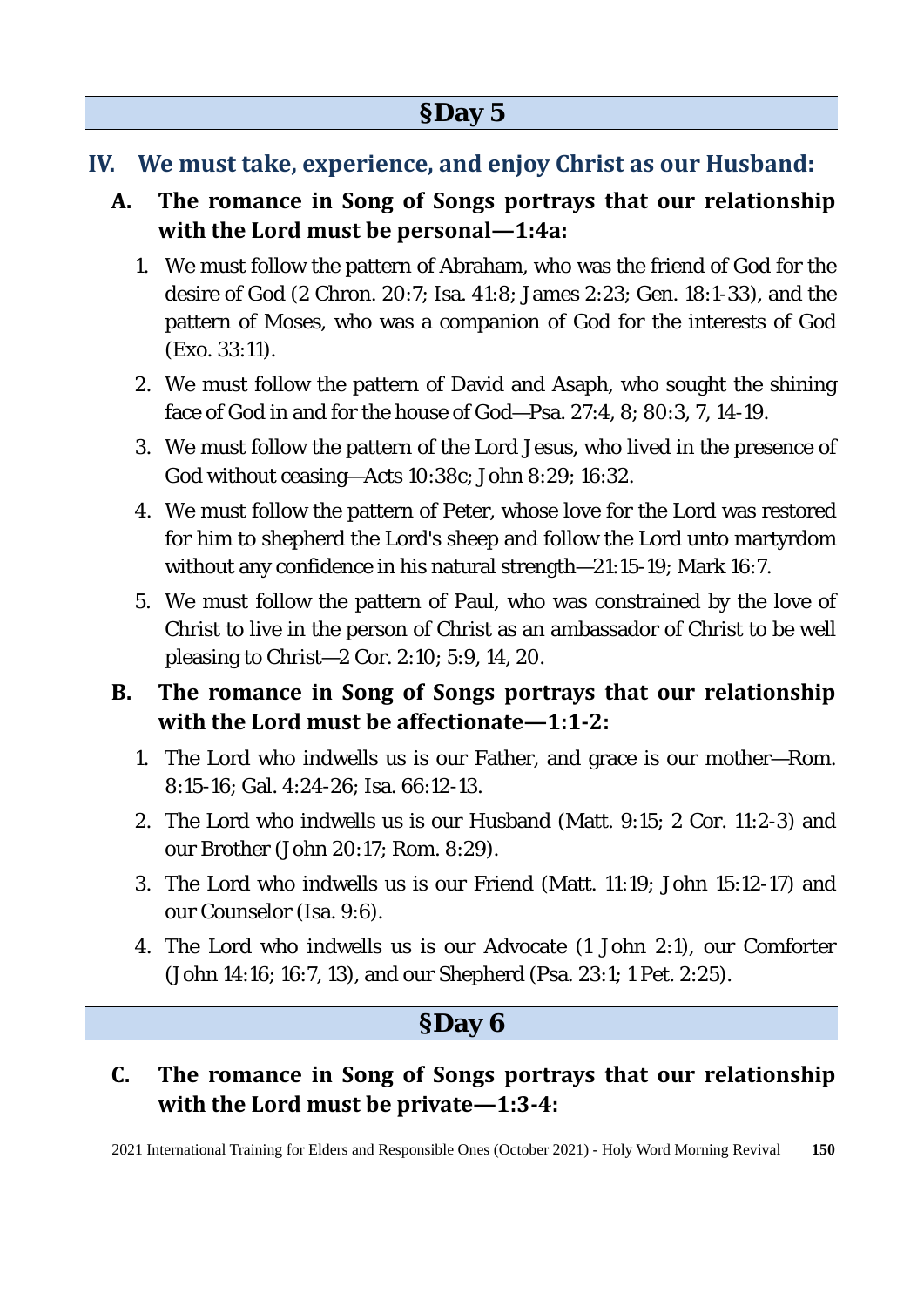## §Day 5

### IV. We must take, experience, and enjoy Christ as our Husband:

#### A. The romance in Song of Songs portrays that our relationship with the Lord must be personal—1:4a:

1. We must follow the pattern of Abraham, who was the friend of God for the desire of God (2 Chron. 20:7; Isa. 41:8; James 2:23; Gen. 18:1-33), and the pattern of Moses, who was a companion of God for the interests of God (Exo. 33:11).
2. We must follow the pattern of David and Asaph, who sought the shining face of God in and for the house of God—Psa. 27:4, 8; 80:3, 7, 14-19.
3. We must follow the pattern of the Lord Jesus, who lived in the presence of God without ceasing—Acts 10:38c; John 8:29; 16:32.
4. We must follow the pattern of Peter, whose love for the Lord was restored for him to shepherd the Lord's sheep and follow the Lord unto martyrdom without any confidence in his natural strength—21:15-19; Mark 16:7.
5. We must follow the pattern of Paul, who was constrained by the love of Christ to live in the person of Christ as an ambassador of Christ to be well pleasing to Christ—2 Cor. 2:10; 5:9, 14, 20.

#### B. The romance in Song of Songs portrays that our relationship with the Lord must be affectionate—1:1-2:

1. The Lord who indwells us is our Father, and grace is our mother—Rom. 8:15-16; Gal. 4:24-26; Isa. 66:12-13.
2. The Lord who indwells us is our Husband (Matt. 9:15; 2 Cor. 11:2-3) and our Brother (John 20:17; Rom. 8:29).
3. The Lord who indwells us is our Friend (Matt. 11:19; John 15:12-17) and our Counselor (Isa. 9:6).
4. The Lord who indwells us is our Advocate (1 John 2:1), our Comforter (John 14:16; 16:7, 13), and our Shepherd (Psa. 23:1; 1 Pet. 2:25).

## §Day 6

#### C. The romance in Song of Songs portrays that our relationship with the Lord must be private—1:3-4: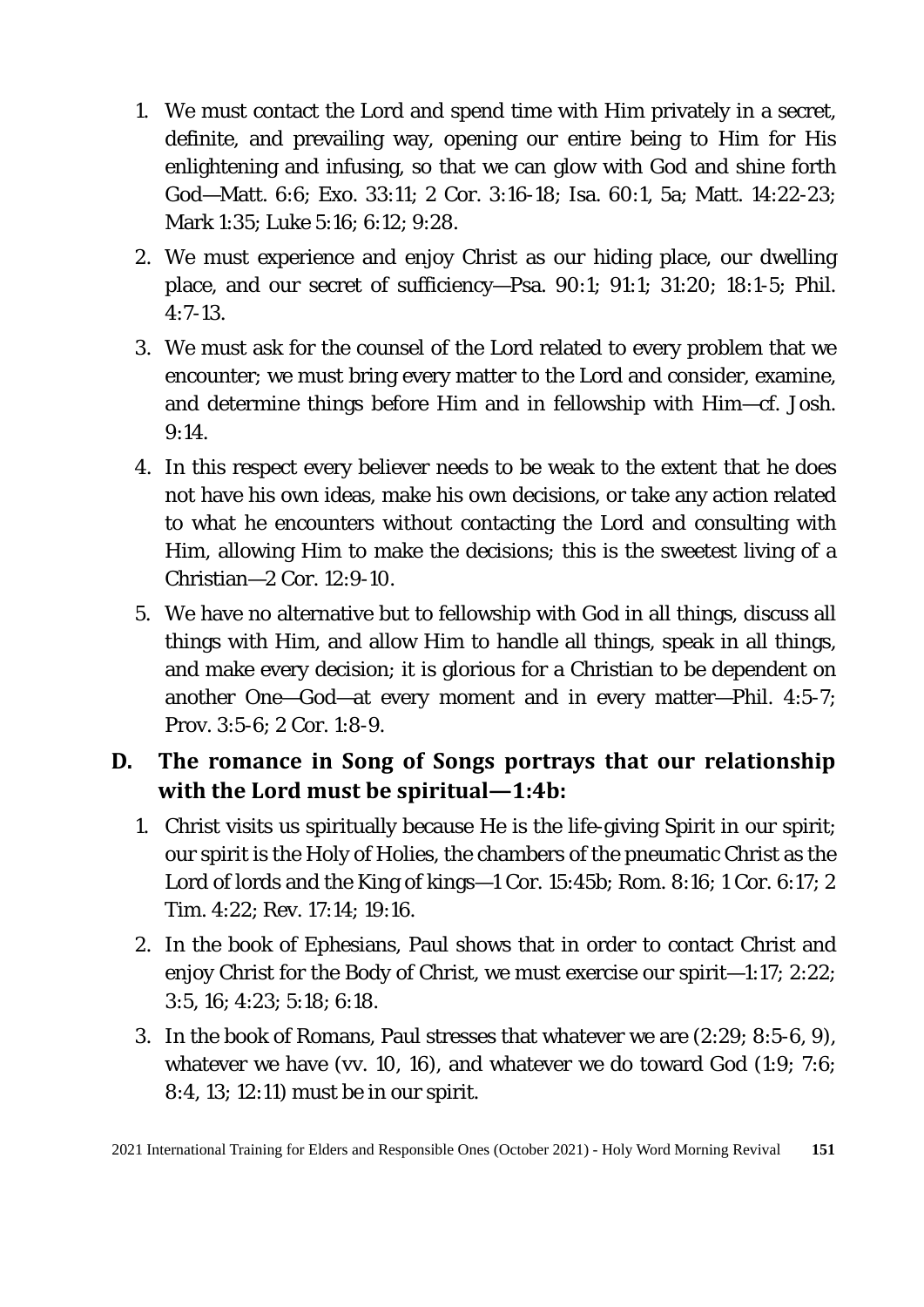1. We must contact the Lord and spend time with Him privately in a secret, definite, and prevailing way, opening our entire being to Him for His enlightening and infusing, so that we can glow with God and shine forth God—Matt. 6:6; Exo. 33:11; 2 Cor. 3:16-18; Isa. 60:1, 5a; Matt. 14:22-23; Mark 1:35; Luke 5:16; 6:12; 9:28.
2. We must experience and enjoy Christ as our hiding place, our dwelling place, and our secret of sufficiency—Psa. 90:1; 91:1; 31:20; 18:1-5; Phil. 4:7-13.
3. We must ask for the counsel of the Lord related to every problem that we encounter; we must bring every matter to the Lord and consider, examine, and determine things before Him and in fellowship with Him—cf. Josh. 9:14.
4. In this respect every believer needs to be weak to the extent that he does not have his own ideas, make his own decisions, or take any action related to what he encounters without contacting the Lord and consulting with Him, allowing Him to make the decisions; this is the sweetest living of a Christian—2 Cor. 12:9-10.
5. We have no alternative but to fellowship with God in all things, discuss all things with Him, and allow Him to handle all things, speak in all things, and make every decision; it is glorious for a Christian to be dependent on another One—God—at every moment and in every matter—Phil. 4:5-7; Prov. 3:5-6; 2 Cor. 1:8-9.

### D. The romance in Song of Songs portrays that our relationship with the Lord must be spiritual—1:4b:

1. Christ visits us spiritually because He is the life-giving Spirit in our spirit; our spirit is the Holy of Holies, the chambers of the pneumatic Christ as the Lord of lords and the King of kings—1 Cor. 15:45b; Rom. 8:16; 1 Cor. 6:17; 2 Tim. 4:22; Rev. 17:14; 19:16.
2. In the book of Ephesians, Paul shows that in order to contact Christ and enjoy Christ for the Body of Christ, we must exercise our spirit—1:17; 2:22; 3:5, 16; 4:23; 5:18; 6:18.
3. In the book of Romans, Paul stresses that whatever we are (2:29; 8:5-6, 9), whatever we have (vv. 10, 16), and whatever we do toward God (1:9; 7:6; 8:4, 13; 12:11) must be in our spirit.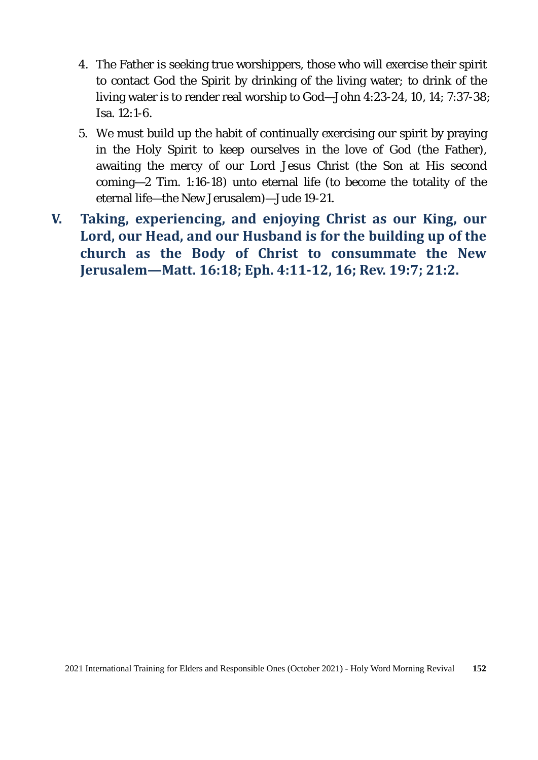4. The Father is seeking true worshippers, those who will exercise their spirit to contact God the Spirit by drinking of the living water; to drink of the living water is to render real worship to God—John 4:23-24, 10, 14; 7:37-38; Isa. 12:1-6.

5. We must build up the habit of continually exercising our spirit by praying in the Holy Spirit to keep ourselves in the love of God (the Father), awaiting the mercy of our Lord Jesus Christ (the Son at His second coming—2 Tim. 1:16-18) unto eternal life (to become the totality of the eternal life—the New Jerusalem)—Jude 19-21.

## V. Taking, experiencing, and enjoying Christ as our King, our Lord, our Head, and our Husband is for the building up of the church as the Body of Christ to consummate the New Jerusalem—Matt. 16:18; Eph. 4:11-12, 16; Rev. 19:7; 21:2.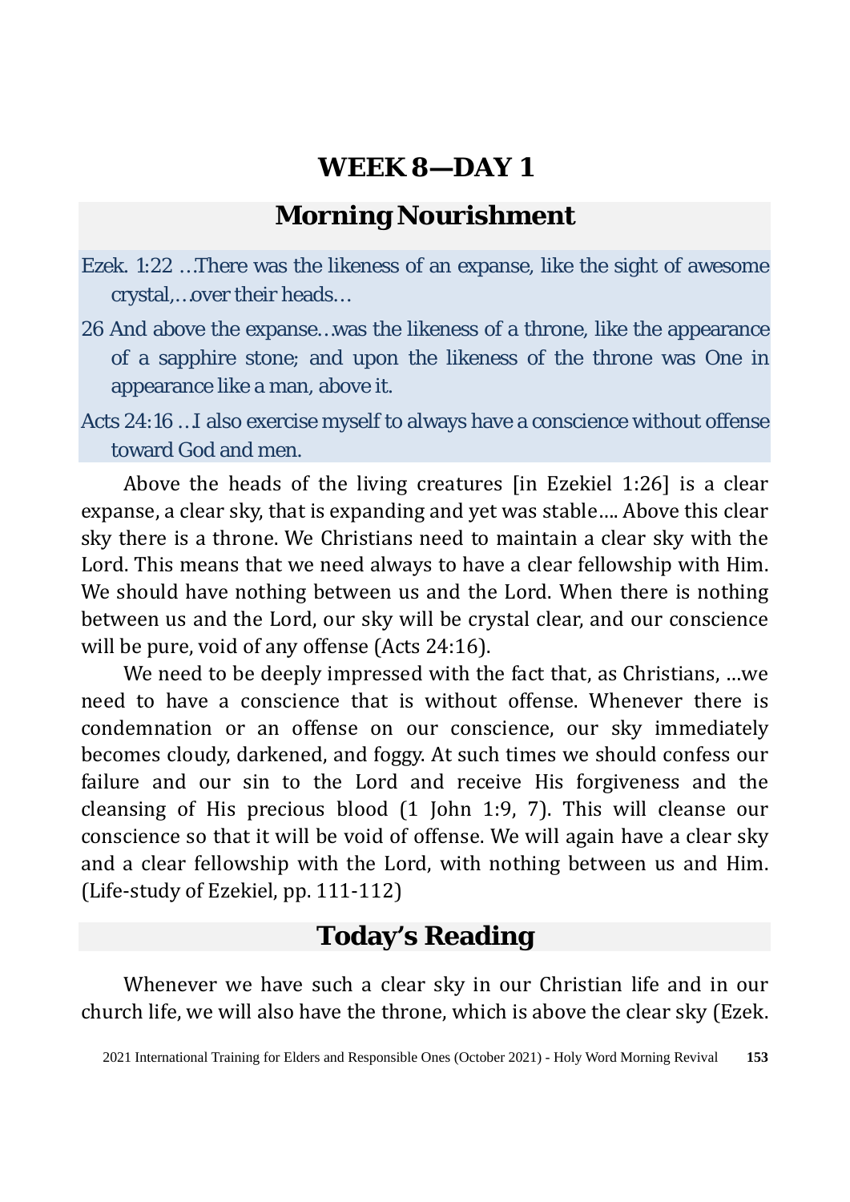# WEEK 8—DAY 1

## Morning Nourishment

Ezek. 1:22 …There was the likeness of an expanse, like the sight of awesome crystal,…over their heads…

26 And above the expanse…was the likeness of a throne, like the appearance of a sapphire stone; and upon the likeness of the throne was One in appearance like a man, above it.

Acts 24:16 …I also exercise myself to always have a conscience without offense toward God and men.

Above the heads of the living creatures [in Ezekiel 1:26] is a clear expanse, a clear sky, that is expanding and yet was stable…. Above this clear sky there is a throne. We Christians need to maintain a clear sky with the Lord. This means that we need always to have a clear fellowship with Him. We should have nothing between us and the Lord. When there is nothing between us and the Lord, our sky will be crystal clear, and our conscience will be pure, void of any offense (Acts 24:16).

We need to be deeply impressed with the fact that, as Christians, …we need to have a conscience that is without offense. Whenever there is condemnation or an offense on our conscience, our sky immediately becomes cloudy, darkened, and foggy. At such times we should confess our failure and our sin to the Lord and receive His forgiveness and the cleansing of His precious blood (1 John 1:9, 7). This will cleanse our conscience so that it will be void of offense. We will again have a clear sky and a clear fellowship with the Lord, with nothing between us and Him. (Life-study of Ezekiel, pp. 111-112)

## Today's Reading

Whenever we have such a clear sky in our Christian life and in our church life, we will also have the throne, which is above the clear sky (Ezek.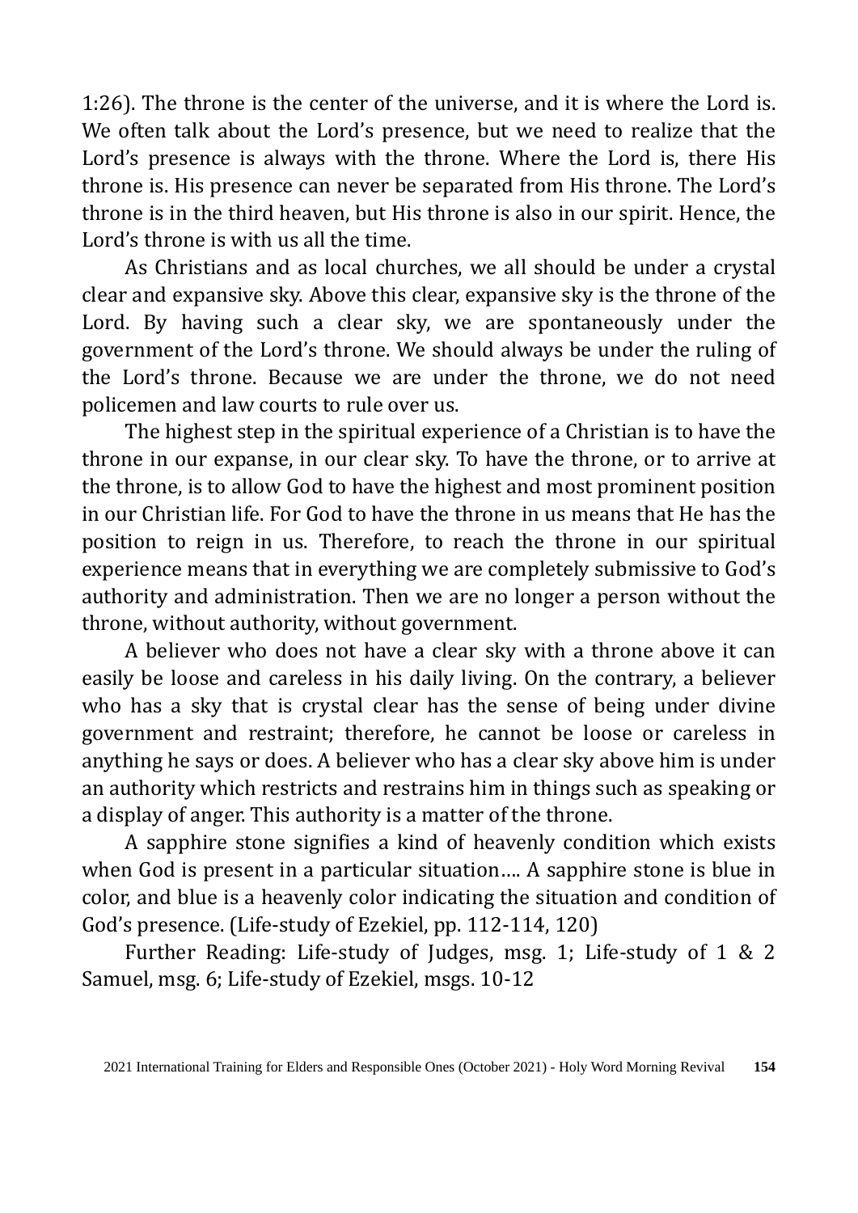1:26). The throne is the center of the universe, and it is where the Lord is. We often talk about the Lord's presence, but we need to realize that the Lord's presence is always with the throne. Where the Lord is, there His throne is. His presence can never be separated from His throne. The Lord's throne is in the third heaven, but His throne is also in our spirit. Hence, the Lord's throne is with us all the time.

As Christians and as local churches, we all should be under a crystal clear and expansive sky. Above this clear, expansive sky is the throne of the Lord. By having such a clear sky, we are spontaneously under the government of the Lord's throne. We should always be under the ruling of the Lord's throne. Because we are under the throne, we do not need policemen and law courts to rule over us.

The highest step in the spiritual experience of a Christian is to have the throne in our expanse, in our clear sky. To have the throne, or to arrive at the throne, is to allow God to have the highest and most prominent position in our Christian life. For God to have the throne in us means that He has the position to reign in us. Therefore, to reach the throne in our spiritual experience means that in everything we are completely submissive to God's authority and administration. Then we are no longer a person without the throne, without authority, without government.

A believer who does not have a clear sky with a throne above it can easily be loose and careless in his daily living. On the contrary, a believer who has a sky that is crystal clear has the sense of being under divine government and restraint; therefore, he cannot be loose or careless in anything he says or does. A believer who has a clear sky above him is under an authority which restricts and restrains him in things such as speaking or a display of anger. This authority is a matter of the throne.

A sapphire stone signifies a kind of heavenly condition which exists when God is present in a particular situation…. A sapphire stone is blue in color, and blue is a heavenly color indicating the situation and condition of God's presence. (Life-study of Ezekiel, pp. 112-114, 120)

Further Reading: Life-study of Judges, msg. 1; Life-study of 1 & 2 Samuel, msg. 6; Life-study of Ezekiel, msgs. 10-12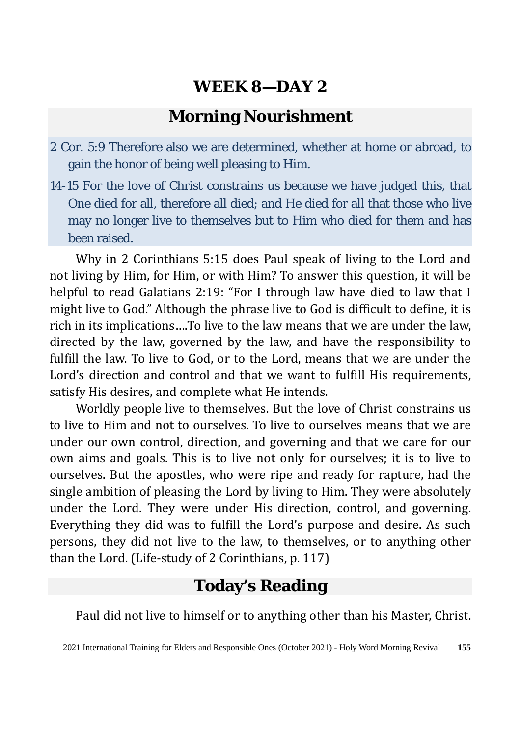# WEEK 8—DAY 2

## Morning Nourishment

2 Cor. 5:9 Therefore also we are determined, whether at home or abroad, to gain the honor of being well pleasing to Him.

14-15 For the love of Christ constrains us because we have judged this, that One died for all, therefore all died; and He died for all that those who live may no longer live to themselves but to Him who died for them and has been raised.

Why in 2 Corinthians 5:15 does Paul speak of living to the Lord and not living by Him, for Him, or with Him? To answer this question, it will be helpful to read Galatians 2:19: "For I through law have died to law that I might live to God." Although the phrase live to God is difficult to define, it is rich in its implications....To live to the law means that we are under the law, directed by the law, governed by the law, and have the responsibility to fulfill the law. To live to God, or to the Lord, means that we are under the Lord's direction and control and that we want to fulfill His requirements, satisfy His desires, and complete what He intends.

Worldly people live to themselves. But the love of Christ constrains us to live to Him and not to ourselves. To live to ourselves means that we are under our own control, direction, and governing and that we care for our own aims and goals. This is to live not only for ourselves; it is to live to ourselves. But the apostles, who were ripe and ready for rapture, had the single ambition of pleasing the Lord by living to Him. They were absolutely under the Lord. They were under His direction, control, and governing. Everything they did was to fulfill the Lord's purpose and desire. As such persons, they did not live to the law, to themselves, or to anything other than the Lord. (Life-study of 2 Corinthians, p. 117)

## Today's Reading

Paul did not live to himself or to anything other than his Master, Christ.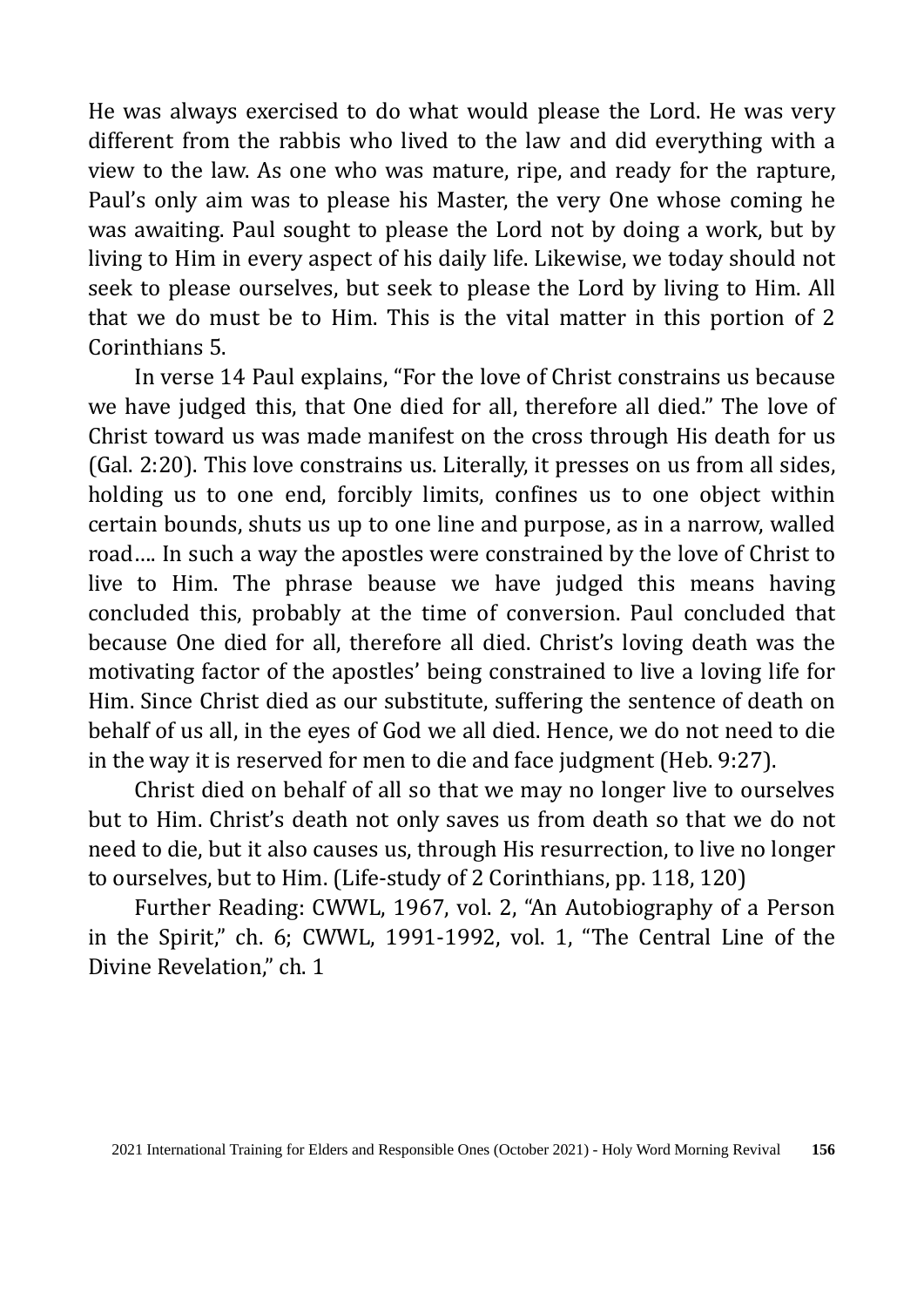He was always exercised to do what would please the Lord. He was very different from the rabbis who lived to the law and did everything with a view to the law. As one who was mature, ripe, and ready for the rapture, Paul's only aim was to please his Master, the very One whose coming he was awaiting. Paul sought to please the Lord not by doing a work, but by living to Him in every aspect of his daily life. Likewise, we today should not seek to please ourselves, but seek to please the Lord by living to Him. All that we do must be to Him. This is the vital matter in this portion of 2 Corinthians 5.

In verse 14 Paul explains, "For the love of Christ constrains us because we have judged this, that One died for all, therefore all died." The love of Christ toward us was made manifest on the cross through His death for us (Gal. 2:20). This love constrains us. Literally, it presses on us from all sides, holding us to one end, forcibly limits, confines us to one object within certain bounds, shuts us up to one line and purpose, as in a narrow, walled road…. In such a way the apostles were constrained by the love of Christ to live to Him. The phrase beause we have judged this means having concluded this, probably at the time of conversion. Paul concluded that because One died for all, therefore all died. Christ's loving death was the motivating factor of the apostles' being constrained to live a loving life for Him. Since Christ died as our substitute, suffering the sentence of death on behalf of us all, in the eyes of God we all died. Hence, we do not need to die in the way it is reserved for men to die and face judgment (Heb. 9:27).

Christ died on behalf of all so that we may no longer live to ourselves but to Him. Christ's death not only saves us from death so that we do not need to die, but it also causes us, through His resurrection, to live no longer to ourselves, but to Him. (Life-study of 2 Corinthians, pp. 118, 120)

Further Reading: CWWL, 1967, vol. 2, "An Autobiography of a Person in the Spirit," ch. 6; CWWL, 1991-1992, vol. 1, "The Central Line of the Divine Revelation," ch. 1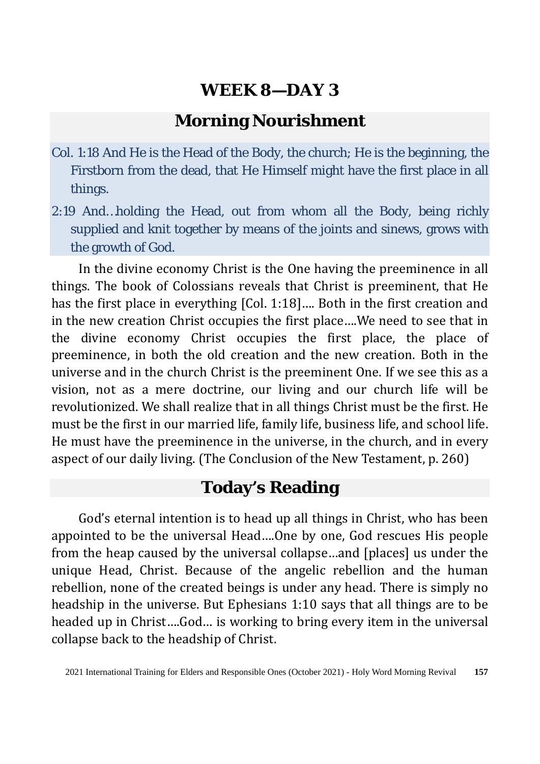# WEEK 8—DAY 3

## Morning Nourishment

Col. 1:18 And He is the Head of the Body, the church; He is the beginning, the Firstborn from the dead, that He Himself might have the first place in all things.

2:19 And…holding the Head, out from whom all the Body, being richly supplied and knit together by means of the joints and sinews, grows with the growth of God.

In the divine economy Christ is the One having the preeminence in all things. The book of Colossians reveals that Christ is preeminent, that He has the first place in everything [Col. 1:18]…. Both in the first creation and in the new creation Christ occupies the first place….We need to see that in the divine economy Christ occupies the first place, the place of preeminence, in both the old creation and the new creation. Both in the universe and in the church Christ is the preeminent One. If we see this as a vision, not as a mere doctrine, our living and our church life will be revolutionized. We shall realize that in all things Christ must be the first. He must be the first in our married life, family life, business life, and school life. He must have the preeminence in the universe, in the church, and in every aspect of our daily living. (The Conclusion of the New Testament, p. 260)

## Today's Reading

God's eternal intention is to head up all things in Christ, who has been appointed to be the universal Head….One by one, God rescues His people from the heap caused by the universal collapse…and [places] us under the unique Head, Christ. Because of the angelic rebellion and the human rebellion, none of the created beings is under any head. There is simply no headship in the universe. But Ephesians 1:10 says that all things are to be headed up in Christ….God… is working to bring every item in the universal collapse back to the headship of Christ.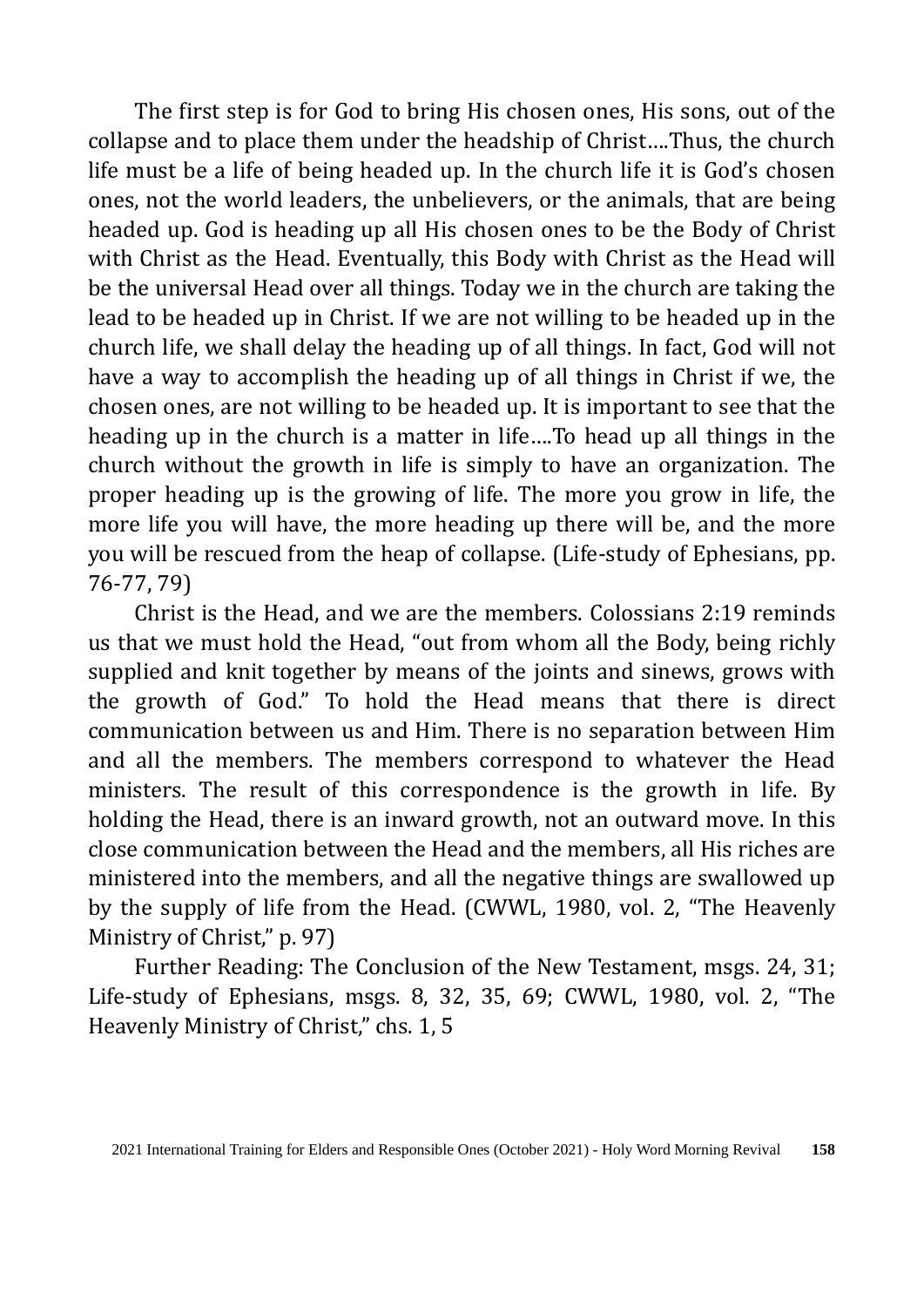The first step is for God to bring His chosen ones, His sons, out of the collapse and to place them under the headship of Christ….Thus, the church life must be a life of being headed up. In the church life it is God's chosen ones, not the world leaders, the unbelievers, or the animals, that are being headed up. God is heading up all His chosen ones to be the Body of Christ with Christ as the Head. Eventually, this Body with Christ as the Head will be the universal Head over all things. Today we in the church are taking the lead to be headed up in Christ. If we are not willing to be headed up in the church life, we shall delay the heading up of all things. In fact, God will not have a way to accomplish the heading up of all things in Christ if we, the chosen ones, are not willing to be headed up. It is important to see that the heading up in the church is a matter in life….To head up all things in the church without the growth in life is simply to have an organization. The proper heading up is the growing of life. The more you grow in life, the more life you will have, the more heading up there will be, and the more you will be rescued from the heap of collapse. (Life-study of Ephesians, pp. 76-77, 79)

Christ is the Head, and we are the members. Colossians 2:19 reminds us that we must hold the Head, "out from whom all the Body, being richly supplied and knit together by means of the joints and sinews, grows with the growth of God." To hold the Head means that there is direct communication between us and Him. There is no separation between Him and all the members. The members correspond to whatever the Head ministers. The result of this correspondence is the growth in life. By holding the Head, there is an inward growth, not an outward move. In this close communication between the Head and the members, all His riches are ministered into the members, and all the negative things are swallowed up by the supply of life from the Head. (CWWL, 1980, vol. 2, "The Heavenly Ministry of Christ," p. 97)

Further Reading: The Conclusion of the New Testament, msgs. 24, 31; Life-study of Ephesians, msgs. 8, 32, 35, 69; CWWL, 1980, vol. 2, "The Heavenly Ministry of Christ," chs. 1, 5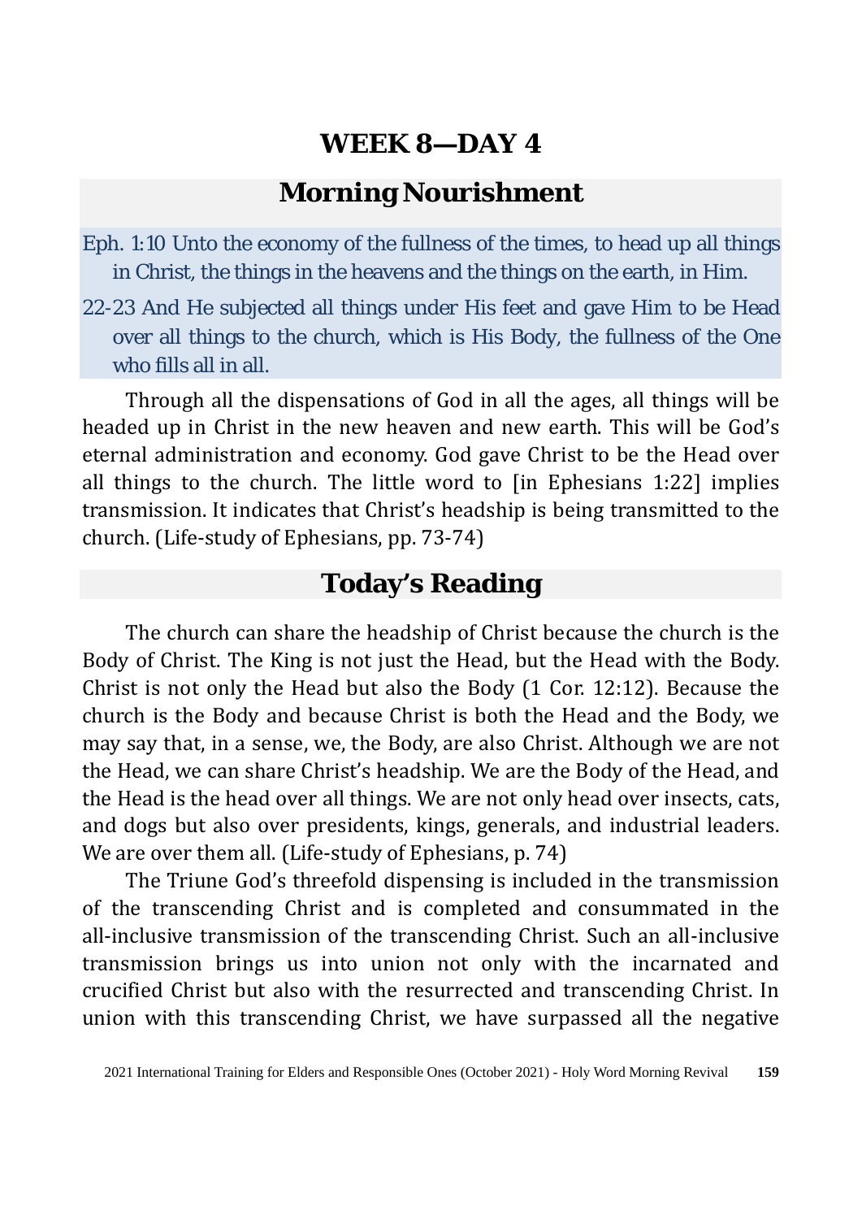# WEEK 8—DAY 4

## Morning Nourishment

Eph. 1:10 Unto the economy of the fullness of the times, to head up all things in Christ, the things in the heavens and the things on the earth, in Him.

22-23 And He subjected all things under His feet and gave Him to be Head over all things to the church, which is His Body, the fullness of the One who fills all in all.

Through all the dispensations of God in all the ages, all things will be headed up in Christ in the new heaven and new earth. This will be God's eternal administration and economy. God gave Christ to be the Head over all things to the church. The little word to [in Ephesians 1:22] implies transmission. It indicates that Christ's headship is being transmitted to the church. (Life-study of Ephesians, pp. 73-74)

## Today's Reading

The church can share the headship of Christ because the church is the Body of Christ. The King is not just the Head, but the Head with the Body. Christ is not only the Head but also the Body (1 Cor. 12:12). Because the church is the Body and because Christ is both the Head and the Body, we may say that, in a sense, we, the Body, are also Christ. Although we are not the Head, we can share Christ's headship. We are the Body of the Head, and the Head is the head over all things. We are not only head over insects, cats, and dogs but also over presidents, kings, generals, and industrial leaders. We are over them all. (Life-study of Ephesians, p. 74)

The Triune God's threefold dispensing is included in the transmission of the transcending Christ and is completed and consummated in the all-inclusive transmission of the transcending Christ. Such an all-inclusive transmission brings us into union not only with the incarnated and crucified Christ but also with the resurrected and transcending Christ. In union with this transcending Christ, we have surpassed all the negative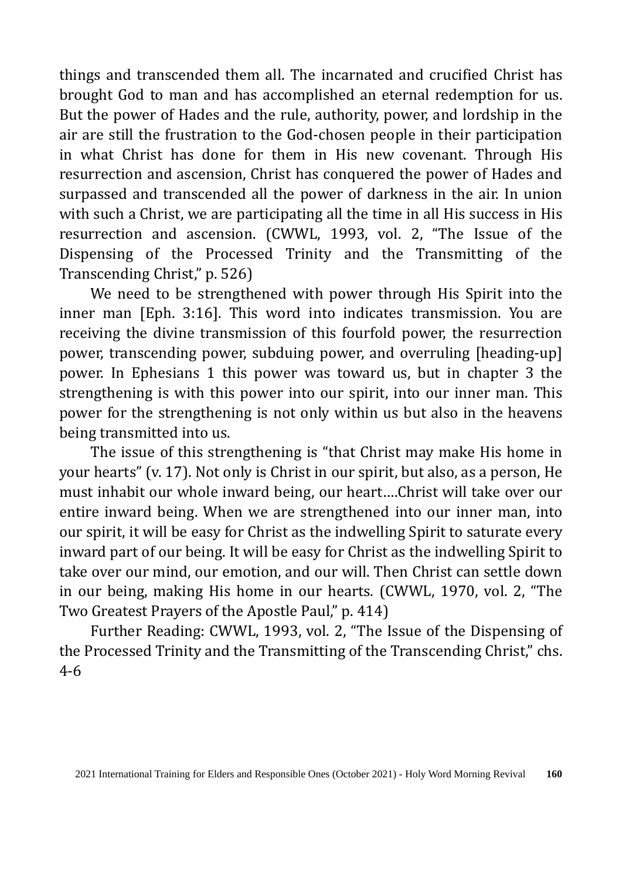things and transcended them all. The incarnated and crucified Christ has brought God to man and has accomplished an eternal redemption for us. But the power of Hades and the rule, authority, power, and lordship in the air are still the frustration to the God-chosen people in their participation in what Christ has done for them in His new covenant. Through His resurrection and ascension, Christ has conquered the power of Hades and surpassed and transcended all the power of darkness in the air. In union with such a Christ, we are participating all the time in all His success in His resurrection and ascension. (CWWL, 1993, vol. 2, "The Issue of the Dispensing of the Processed Trinity and the Transmitting of the Transcending Christ," p. 526)

We need to be strengthened with power through His Spirit into the inner man [Eph. 3:16]. This word into indicates transmission. You are receiving the divine transmission of this fourfold power, the resurrection power, transcending power, subduing power, and overruling [heading-up] power. In Ephesians 1 this power was toward us, but in chapter 3 the strengthening is with this power into our spirit, into our inner man. This power for the strengthening is not only within us but also in the heavens being transmitted into us.

The issue of this strengthening is "that Christ may make His home in your hearts" (v. 17). Not only is Christ in our spirit, but also, as a person, He must inhabit our whole inward being, our heart....Christ will take over our entire inward being. When we are strengthened into our inner man, into our spirit, it will be easy for Christ as the indwelling Spirit to saturate every inward part of our being. It will be easy for Christ as the indwelling Spirit to take over our mind, our emotion, and our will. Then Christ can settle down in our being, making His home in our hearts. (CWWL, 1970, vol. 2, "The Two Greatest Prayers of the Apostle Paul," p. 414)

Further Reading: CWWL, 1993, vol. 2, "The Issue of the Dispensing of the Processed Trinity and the Transmitting of the Transcending Christ," chs. 4-6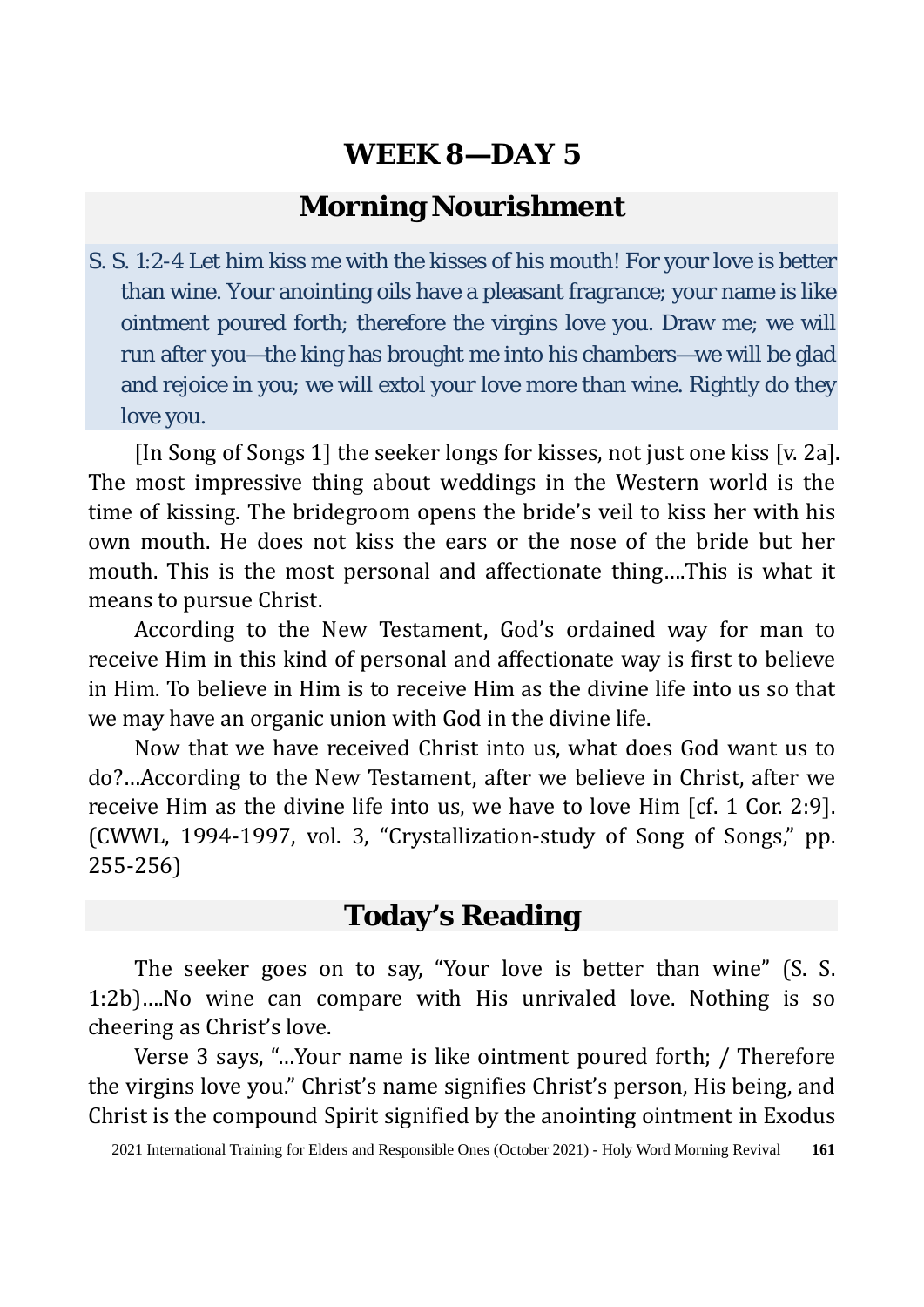# WEEK 8—DAY 5

## Morning Nourishment

S. S. 1:2-4 Let him kiss me with the kisses of his mouth! For your love is better than wine. Your anointing oils have a pleasant fragrance; your name is like ointment poured forth; therefore the virgins love you. Draw me; we will run after you—the king has brought me into his chambers—we will be glad and rejoice in you; we will extol your love more than wine. Rightly do they love you.

[In Song of Songs 1] the seeker longs for kisses, not just one kiss [v. 2a]. The most impressive thing about weddings in the Western world is the time of kissing. The bridegroom opens the bride's veil to kiss her with his own mouth. He does not kiss the ears or the nose of the bride but her mouth. This is the most personal and affectionate thing....This is what it means to pursue Christ.

According to the New Testament, God's ordained way for man to receive Him in this kind of personal and affectionate way is first to believe in Him. To believe in Him is to receive Him as the divine life into us so that we may have an organic union with God in the divine life.

Now that we have received Christ into us, what does God want us to do?...According to the New Testament, after we believe in Christ, after we receive Him as the divine life into us, we have to love Him [cf. 1 Cor. 2:9]. (CWWL, 1994-1997, vol. 3, "Crystallization-study of Song of Songs," pp. 255-256)

## Today's Reading

The seeker goes on to say, "Your love is better than wine" (S. S. 1:2b)....No wine can compare with His unrivaled love. Nothing is so cheering as Christ's love.

Verse 3 says, "...Your name is like ointment poured forth; / Therefore the virgins love you." Christ's name signifies Christ's person, His being, and Christ is the compound Spirit signified by the anointing ointment in Exodus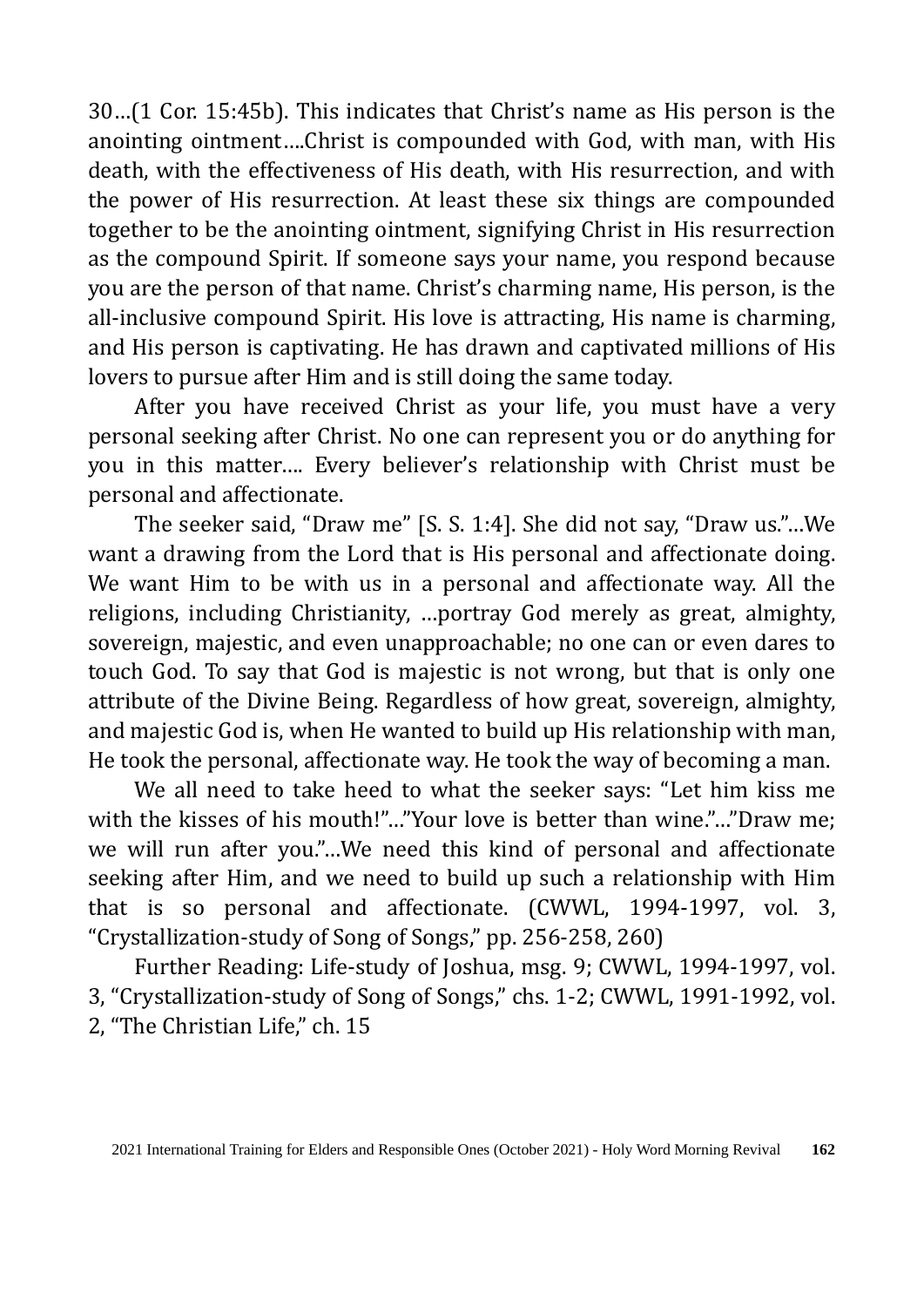30…(1 Cor. 15:45b). This indicates that Christ's name as His person is the anointing ointment….Christ is compounded with God, with man, with His death, with the effectiveness of His death, with His resurrection, and with the power of His resurrection. At least these six things are compounded together to be the anointing ointment, signifying Christ in His resurrection as the compound Spirit. If someone says your name, you respond because you are the person of that name. Christ's charming name, His person, is the all-inclusive compound Spirit. His love is attracting, His name is charming, and His person is captivating. He has drawn and captivated millions of His lovers to pursue after Him and is still doing the same today.

After you have received Christ as your life, you must have a very personal seeking after Christ. No one can represent you or do anything for you in this matter…. Every believer's relationship with Christ must be personal and affectionate.

The seeker said, "Draw me" [S. S. 1:4]. She did not say, "Draw us."…We want a drawing from the Lord that is His personal and affectionate doing. We want Him to be with us in a personal and affectionate way. All the religions, including Christianity, …portray God merely as great, almighty, sovereign, majestic, and even unapproachable; no one can or even dares to touch God. To say that God is majestic is not wrong, but that is only one attribute of the Divine Being. Regardless of how great, sovereign, almighty, and majestic God is, when He wanted to build up His relationship with man, He took the personal, affectionate way. He took the way of becoming a man.

We all need to take heed to what the seeker says: "Let him kiss me with the kisses of his mouth!"…"Your love is better than wine."…"Draw me; we will run after you."…We need this kind of personal and affectionate seeking after Him, and we need to build up such a relationship with Him that is so personal and affectionate. (CWWL, 1994-1997, vol. 3, "Crystallization-study of Song of Songs," pp. 256-258, 260)

Further Reading: Life-study of Joshua, msg. 9; CWWL, 1994-1997, vol. 3, "Crystallization-study of Song of Songs," chs. 1-2; CWWL, 1991-1992, vol. 2, "The Christian Life," ch. 15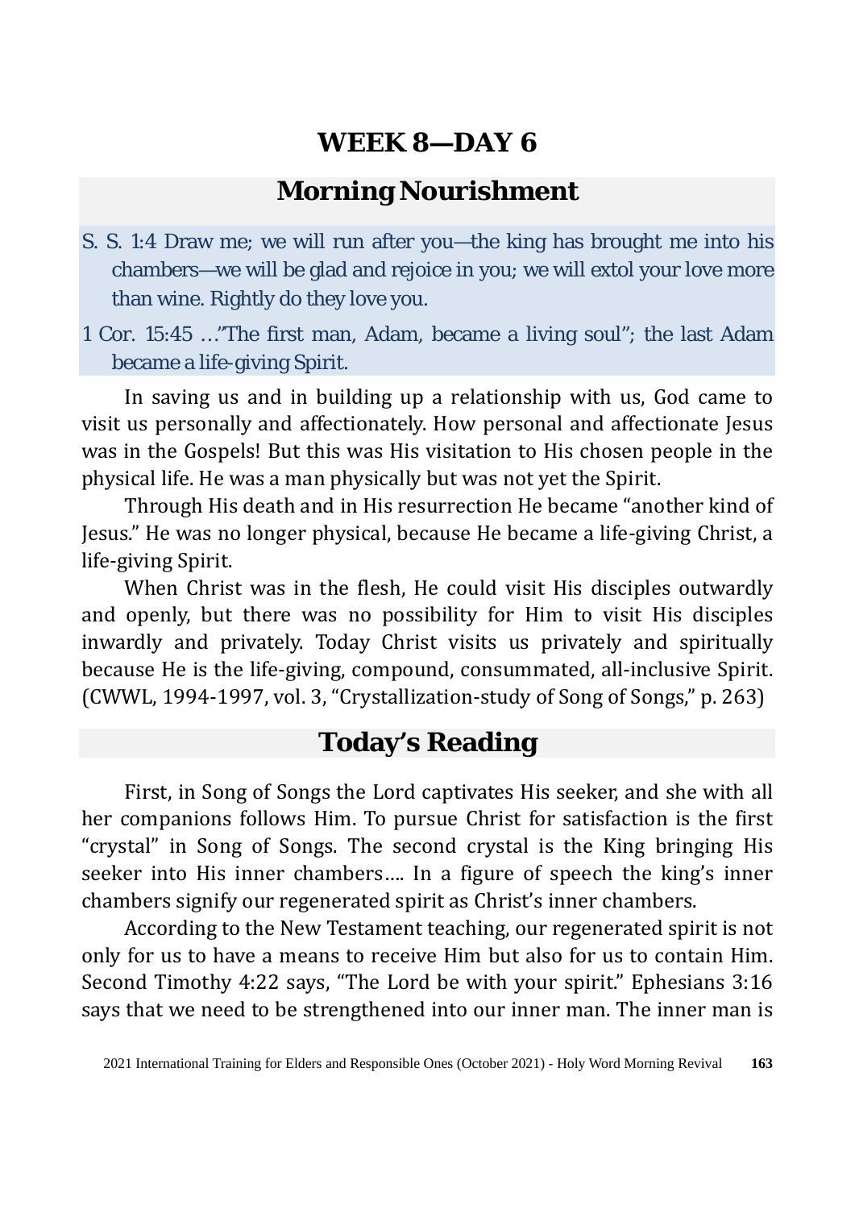# WEEK 8—DAY 6

## Morning Nourishment

S. S. 1:4 Draw me; we will run after you—the king has brought me into his chambers—we will be glad and rejoice in you; we will extol your love more than wine. Rightly do they love you.

1 Cor. 15:45 …"The first man, Adam, became a living soul"; the last Adam became a life-giving Spirit.

In saving us and in building up a relationship with us, God came to visit us personally and affectionately. How personal and affectionate Jesus was in the Gospels! But this was His visitation to His chosen people in the physical life. He was a man physically but was not yet the Spirit.

Through His death and in His resurrection He became "another kind of Jesus." He was no longer physical, because He became a life-giving Christ, a life-giving Spirit.

When Christ was in the flesh, He could visit His disciples outwardly and openly, but there was no possibility for Him to visit His disciples inwardly and privately. Today Christ visits us privately and spiritually because He is the life-giving, compound, consummated, all-inclusive Spirit. (CWWL, 1994-1997, vol. 3, "Crystallization-study of Song of Songs," p. 263)

## Today's Reading

First, in Song of Songs the Lord captivates His seeker, and she with all her companions follows Him. To pursue Christ for satisfaction is the first "crystal" in Song of Songs. The second crystal is the King bringing His seeker into His inner chambers…. In a figure of speech the king's inner chambers signify our regenerated spirit as Christ's inner chambers.

According to the New Testament teaching, our regenerated spirit is not only for us to have a means to receive Him but also for us to contain Him. Second Timothy 4:22 says, "The Lord be with your spirit." Ephesians 3:16 says that we need to be strengthened into our inner man. The inner man is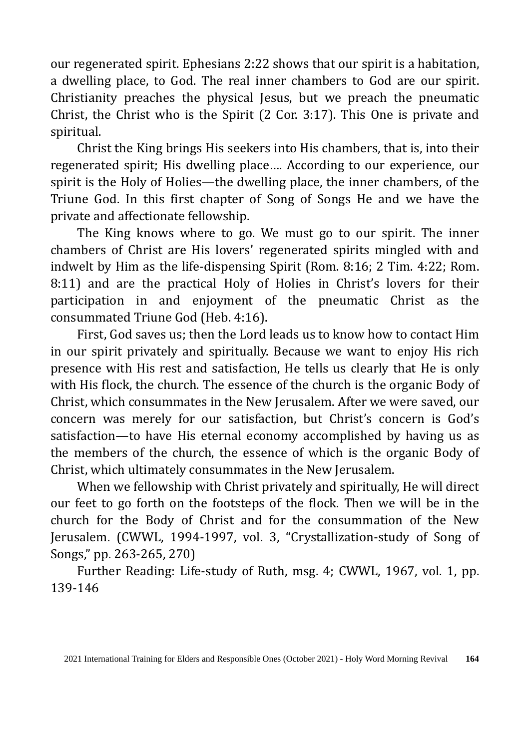our regenerated spirit. Ephesians 2:22 shows that our spirit is a habitation, a dwelling place, to God. The real inner chambers to God are our spirit. Christianity preaches the physical Jesus, but we preach the pneumatic Christ, the Christ who is the Spirit (2 Cor. 3:17). This One is private and spiritual.

Christ the King brings His seekers into His chambers, that is, into their regenerated spirit; His dwelling place…. According to our experience, our spirit is the Holy of Holies—the dwelling place, the inner chambers, of the Triune God. In this first chapter of Song of Songs He and we have the private and affectionate fellowship.

The King knows where to go. We must go to our spirit. The inner chambers of Christ are His lovers' regenerated spirits mingled with and indwelt by Him as the life-dispensing Spirit (Rom. 8:16; 2 Tim. 4:22; Rom. 8:11) and are the practical Holy of Holies in Christ's lovers for their participation in and enjoyment of the pneumatic Christ as the consummated Triune God (Heb. 4:16).

First, God saves us; then the Lord leads us to know how to contact Him in our spirit privately and spiritually. Because we want to enjoy His rich presence with His rest and satisfaction, He tells us clearly that He is only with His flock, the church. The essence of the church is the organic Body of Christ, which consummates in the New Jerusalem. After we were saved, our concern was merely for our satisfaction, but Christ's concern is God's satisfaction—to have His eternal economy accomplished by having us as the members of the church, the essence of which is the organic Body of Christ, which ultimately consummates in the New Jerusalem.

When we fellowship with Christ privately and spiritually, He will direct our feet to go forth on the footsteps of the flock. Then we will be in the church for the Body of Christ and for the consummation of the New Jerusalem. (CWWL, 1994-1997, vol. 3, "Crystallization-study of Song of Songs," pp. 263-265, 270)

Further Reading: Life-study of Ruth, msg. 4; CWWL, 1967, vol. 1, pp. 139-146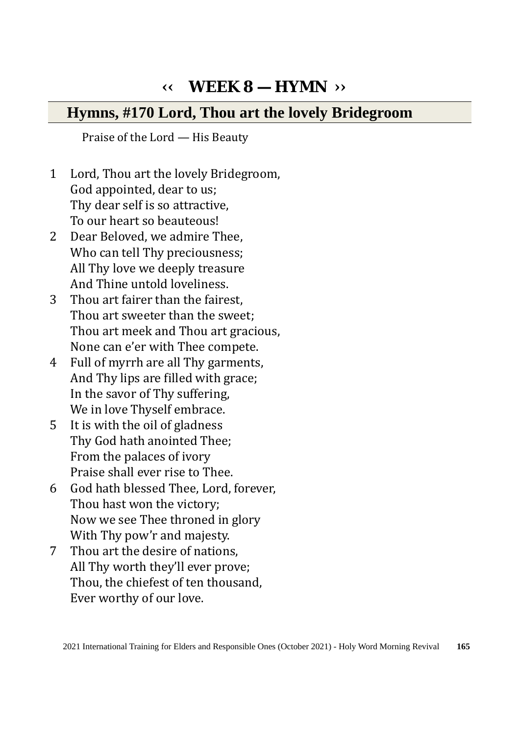# ‹‹ WEEK 8 — HYMN ››

## Hymns, #170 Lord, Thou art the lovely Bridegroom

Praise of the Lord — His Beauty

1 Lord, Thou art the lovely Bridegroom,
God appointed, dear to us;
Thy dear self is so attractive,
To our heart so beauteous!

2 Dear Beloved, we admire Thee,
Who can tell Thy preciousness;
All Thy love we deeply treasure
And Thine untold loveliness.

3 Thou art fairer than the fairest,
Thou art sweeter than the sweet;
Thou art meek and Thou art gracious,
None can e'er with Thee compete.

4 Full of myrrh are all Thy garments,
And Thy lips are filled with grace;
In the savor of Thy suffering,
We in love Thyself embrace.

5 It is with the oil of gladness
Thy God hath anointed Thee;
From the palaces of ivory
Praise shall ever rise to Thee.

6 God hath blessed Thee, Lord, forever,
Thou hast won the victory;
Now we see Thee throned in glory
With Thy pow'r and majesty.

7 Thou art the desire of nations,
All Thy worth they'll ever prove;
Thou, the chiefest of ten thousand,
Ever worthy of our love.